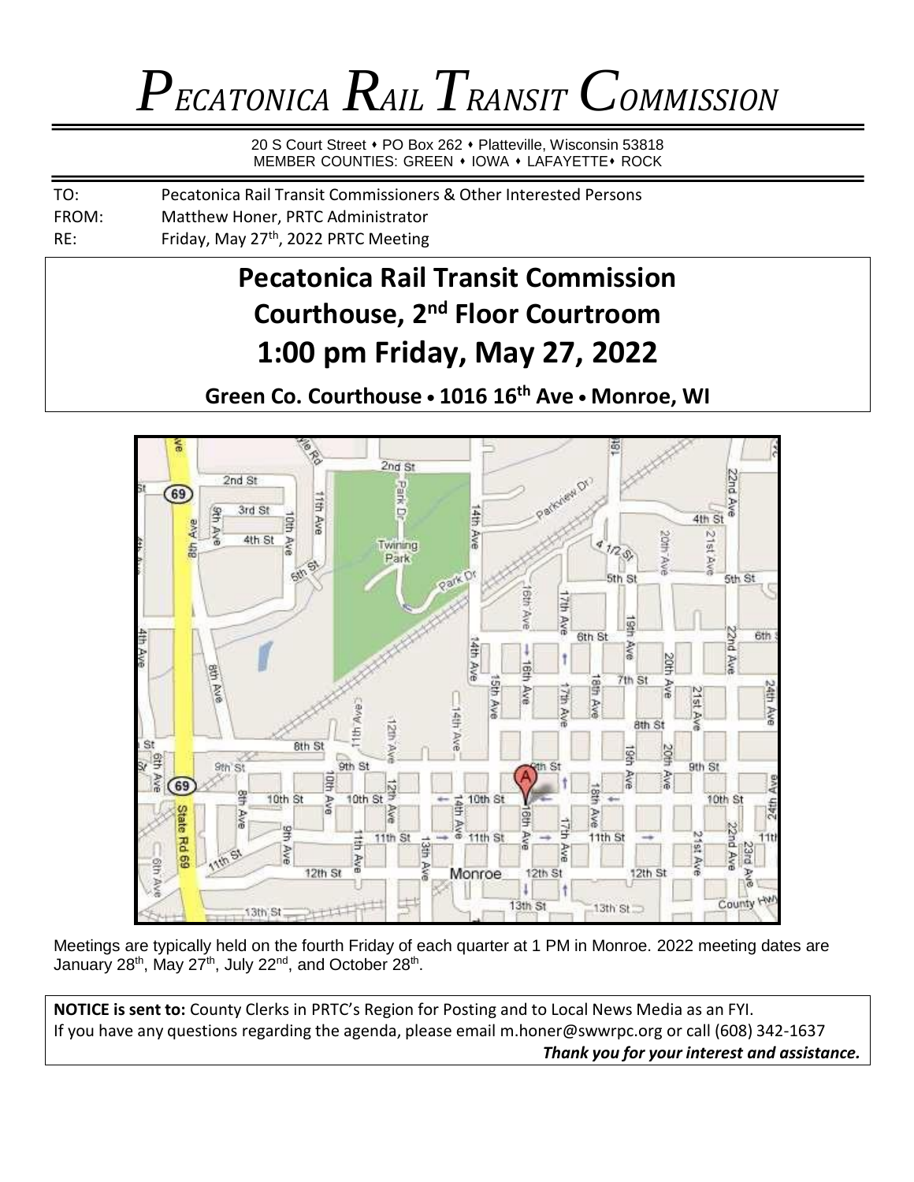# *Pecatonica Rail Transit Commission*

20 S Court Street • PO Box 262 • Platteville, Wisconsin 53818
MEMBER COUNTIES: GREEN • IOWA • LAFAYETTE • ROCK

TO: Pecatonica Rail Transit Commissioners & Other Interested Persons
FROM: Matthew Honer, PRTC Administrator
RE: Friday, May 27th, 2022 PRTC Meeting

## Pecatonica Rail Transit Commission
## Courthouse, 2nd Floor Courtroom
## 1:00 pm Friday, May 27, 2022

**Green Co. Courthouse • 1016 16th Ave • Monroe, WI**

Meetings are typically held on the fourth Friday of each quarter at 1 PM in Monroe. 2022 meeting dates are January 28th, May 27th, July 22nd, and October 28th.

**NOTICE is sent to:** County Clerks in PRTC's Region for Posting and to Local News Media as an FYI.
If you have any questions regarding the agenda, please email m.honer@swwrpc.org or call (608) 342-1637

***Thank you for your interest and assistance.***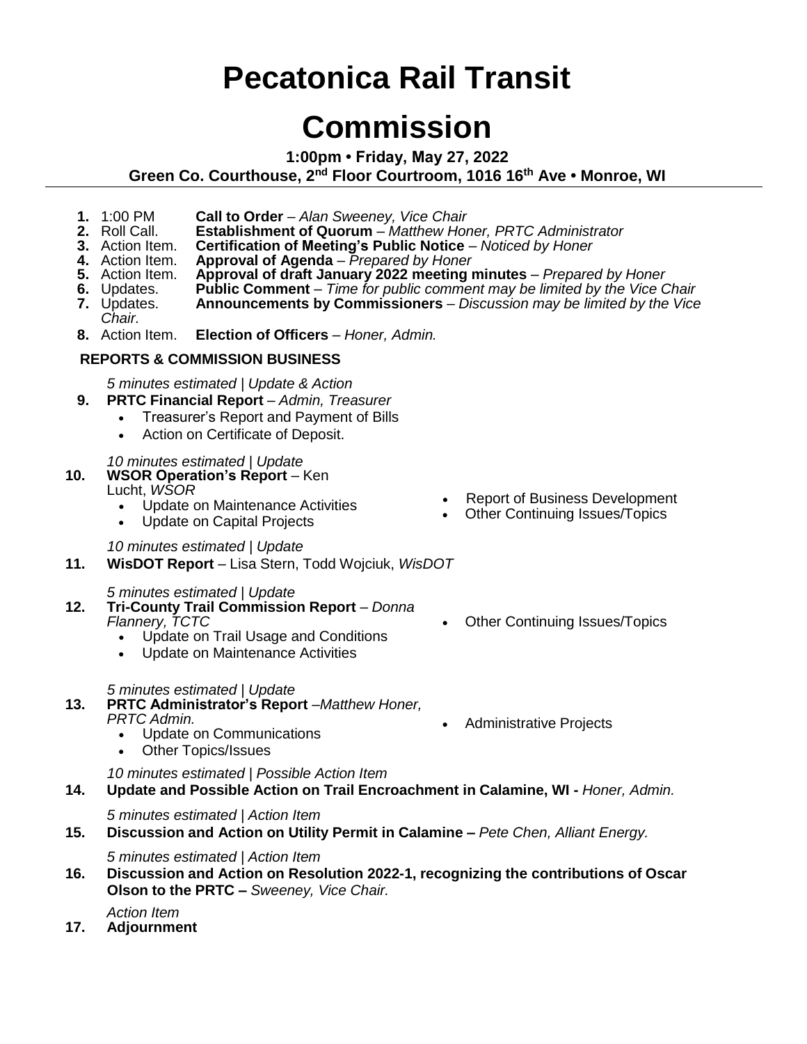# Pecatonica Rail Transit

# Commission

**1:00pm • Friday, May 27, 2022**

**Green Co. Courthouse, 2nd Floor Courtroom, 1016 16th Ave • Monroe, WI**

1. 1:00 PM **Call to Order** – *Alan Sweeney, Vice Chair*
2. Roll Call. **Establishment of Quorum** – *Matthew Honer, PRTC Administrator*
3. Action Item. **Certification of Meeting's Public Notice** – *Noticed by Honer*
4. Action Item. **Approval of Agenda** – *Prepared by Honer*
5. Action Item. **Approval of draft January 2022 meeting minutes** – *Prepared by Honer*
6. Updates. **Public Comment** – *Time for public comment may be limited by the Vice Chair*
7. Updates. **Announcements by Commissioners** – *Discussion may be limited by the Vice Chair.*
8. Action Item. **Election of Officers** – *Honer, Admin.*

**REPORTS & COMMISSION BUSINESS**

*5 minutes estimated | Update & Action*

9. **PRTC Financial Report** – *Admin, Treasurer*
   - Treasurer's Report and Payment of Bills
   - Action on Certificate of Deposit.

*10 minutes estimated | Update*

10. **WSOR Operation's Report** – Ken Lucht, *WSOR*
    - Update on Maintenance Activities
    - Update on Capital Projects
    - Report of Business Development
    - Other Continuing Issues/Topics

*10 minutes estimated | Update*

11. **WisDOT Report** – Lisa Stern, Todd Wojciuk, *WisDOT*

*5 minutes estimated | Update*

12. **Tri-County Trail Commission Report** – *Donna Flannery, TCTC*
    - Update on Trail Usage and Conditions
    - Update on Maintenance Activities
    - Other Continuing Issues/Topics

*5 minutes estimated | Update*

13. **PRTC Administrator's Report** –*Matthew Honer, PRTC Admin.*
    - Update on Communications
    - Other Topics/Issues
    - Administrative Projects

*10 minutes estimated | Possible Action Item*

14. **Update and Possible Action on Trail Encroachment in Calamine, WI -** *Honer, Admin.*

*5 minutes estimated | Action Item*

15. **Discussion and Action on Utility Permit in Calamine –** *Pete Chen, Alliant Energy.*

*5 minutes estimated | Action Item*

16. **Discussion and Action on Resolution 2022-1, recognizing the contributions of Oscar Olson to the PRTC –** *Sweeney, Vice Chair.*

*Action Item*

17. **Adjournment**